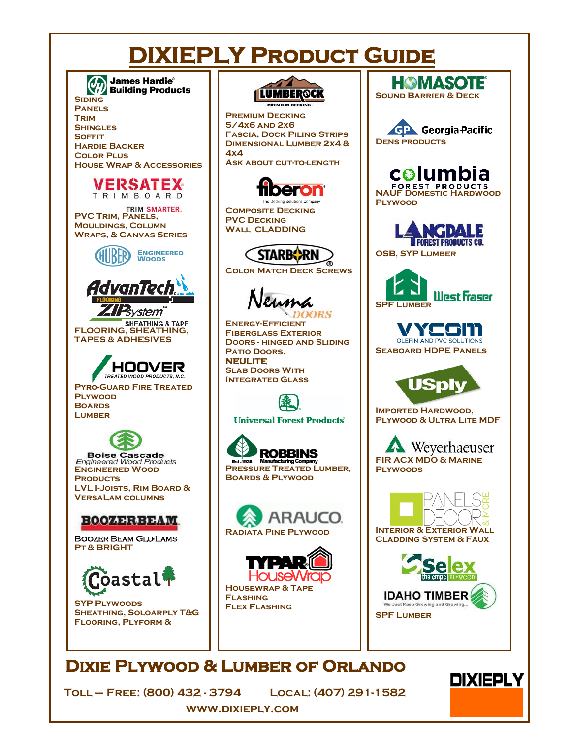# DIXIEPLY Product Guide

**James Hardie® Building Products**

Siding
Panels
Trim
Shingles
Soffit
Hardie Backer
Color Plus
House Wrap & Accessories

**VERSATEX TRIMBOARD**
TRIM SMARTER.

PVC Trim, Panels,
Mouldings, Column
Wraps, & Canvas Series

**HUBER Engineered Woods**

**AdvanTech FLOORING**
**ZIPsystem™ SHEATHING & TAPE**

Flooring, Sheathing,
Tapes & Adhesives

**HOOVER TREATED WOOD PRODUCTS, INC.**

Pyro-Guard Fire Treated
Plywood
Boards
Lumber

**Boise Cascade Engineered Wood Products**

Engineered Wood
Products
LVL I-Joists, Rim Board &
VersaLam columns

**BOOZERBEAM**

Boozer Beam Glu-Lams
PT & Bright

**Coastal**

SYP Plywoods
Sheathing, Soloarply T&G
Flooring, Plyform &

**LUMBEROCK PREMIUM DECKING**

Premium Decking
5/4x6 and 2x6
Fascia, Dock Piling Strips
Dimensional Lumber 2x4 &
4x4
Ask about cut-to-length

**fiberon** The Decking Solutions Company

Composite Decking
PVC Decking
Wall Cladding

**STARBORN®**

Color Match Deck Screws

**Neuma DOORS**

Energy-Efficient
Fiberglass Exterior
Doors - Hinged and Sliding
Patio Doors.
**NEULITE**
Slab Doors With
Integrated Glass

**Universal Forest Products®**

**ROBBINS Manufacturing Company Est. 1938**

Pressure Treated Lumber,
Boards & Plywood

**ARAUCO**

Radiata Pine Plywood

**TYPAR HouseWrap**

Housewrap & Tape
Flashing
Flex Flashing

**HOMASOTE®**

Sound Barrier & Deck

**Georgia-Pacific**

Dens Products

**columbia FOREST PRODUCTS®**

NAUF Domestic Hardwood
Plywood

**LANGDALE FOREST PRODUCTS CO.**

OSB, SYP Lumber

**West Fraser**

SPF Lumber

**VYCOM OLEFIN AND PVC SOLUTIONS**

Seaboard HDPE Panels

**USply**

Imported Hardwood,
Plywood & Ultra Lite MDF

**Weyerhaeuser**

FIR ACX MDO & Marine
Plywoods

**PANELS DECOR & MORE**

Interior & Exterior Wall
Cladding System & Faux

**Selex the cmpc PLYWOOD**

**IDAHO TIMBER** We Just Keep Growing and Growing...

SPF Lumber

## Dixie Plywood & Lumber of Orlando

Toll – Free: (800) 432 - 3794 Local: (407) 291-1582

www.dixieply.com

**DIXIEPLY**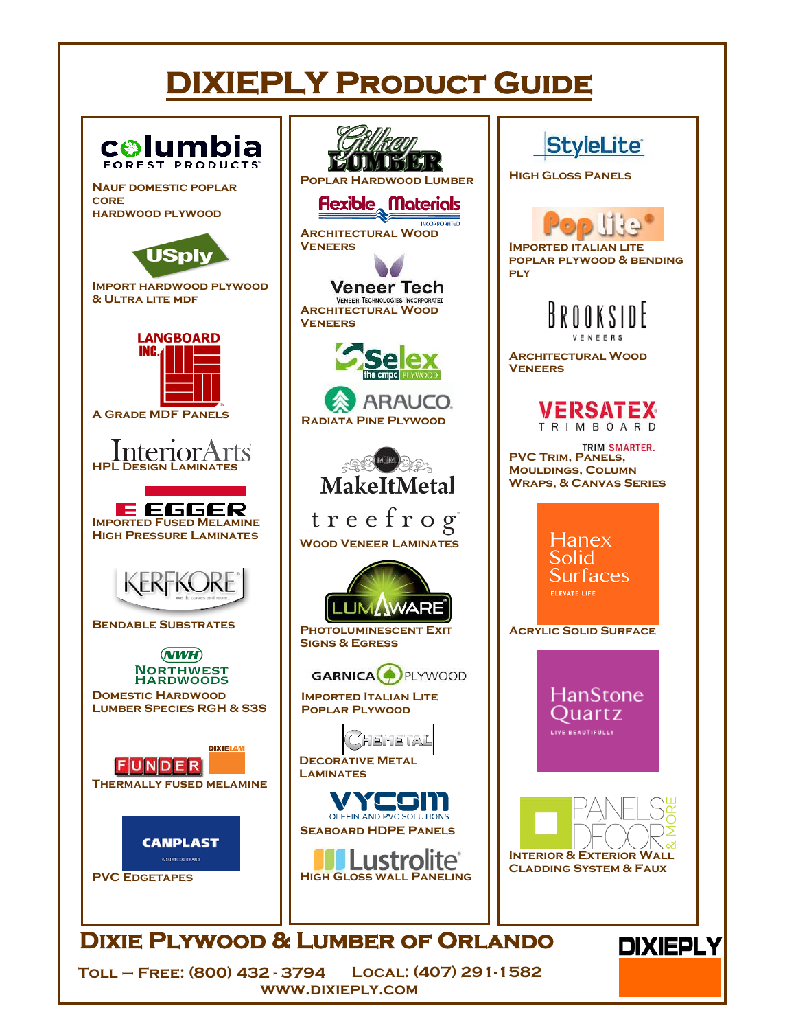# DIXIEPLY Product Guide

columbia FOREST PRODUCTS

NAUF DOMESTIC POPLAR CORE HARDWOOD PLYWOOD

USply

IMPORT HARDWOOD PLYWOOD & ULTRA LITE MDF

LANGBOARD INC.

A GRADE MDF PANELS

InteriorArts

HPL DESIGN LAMINATES

EGGER

IMPORTED FUSED MELAMINE HIGH PRESSURE LAMINATES

KERFKORE

We do curves and more...

BENDABLE SUBSTRATES

NWH NORTHWEST HARDWOODS

DOMESTIC HARDWOOD LUMBER SPECIES RGH & S3S

DIXIELAM

FUNDER

THERMALLY FUSED MELAMINE

CANPLAST

A SURTECO BRAND

PVC EDGETAPES

Gilkey LUMBER

POPLAR HARDWOOD LUMBER

Flexible Materials INCORPORATED

ARCHITECTURAL WOOD VENEERS

Veneer Tech

VENEER TECHNOLOGIES INCORPORATED

ARCHITECTURAL WOOD VENEERS

Selex the cmpc PLYWOOD

ARAUCO

RADIATA PINE PLYWOOD

MakeItMetal

treefrog

WOOD VENEER LAMINATES

LUMAWARE

PHOTOLUMINESCENT EXIT SIGNS & EGRESS

GARNICA PLYWOOD

IMPORTED ITALIAN LITE POPLAR PLYWOOD

CHEMETAL

DECORATIVE METAL LAMINATES

VYCOM

OLEFIN AND PVC SOLUTIONS

SEABOARD HDPE PANELS

Lustrolite

HIGH GLOSS WALL PANELING

StyleLite

HIGH GLOSS PANELS

Pop lite

IMPORTED ITALIAN LITE POPLAR PLYWOOD & BENDING PLY

BROOKSIDE VENEERS

ARCHITECTURAL WOOD VENEERS

VERSATEX TRIMBOARD

TRIM SMARTER.

PVC TRIM, PANELS, MOULDINGS, COLUMN WRAPS, & CANVAS SERIES

Hanex Solid Surfaces

ELEVATE LIFE

ACRYLIC SOLID SURFACE

HanStone Quartz

LIVE BEAUTIFULLY

PANELS DÉCOR & MORE

INTERIOR & EXTERIOR WALL CLADDING SYSTEM & FAUX

## Dixie Plywood & Lumber of Orlando

DIXIEPLY

TOLL – FREE: (800) 432 - 3794    LOCAL: (407) 291-1582

WWW.DIXIEPLY.COM